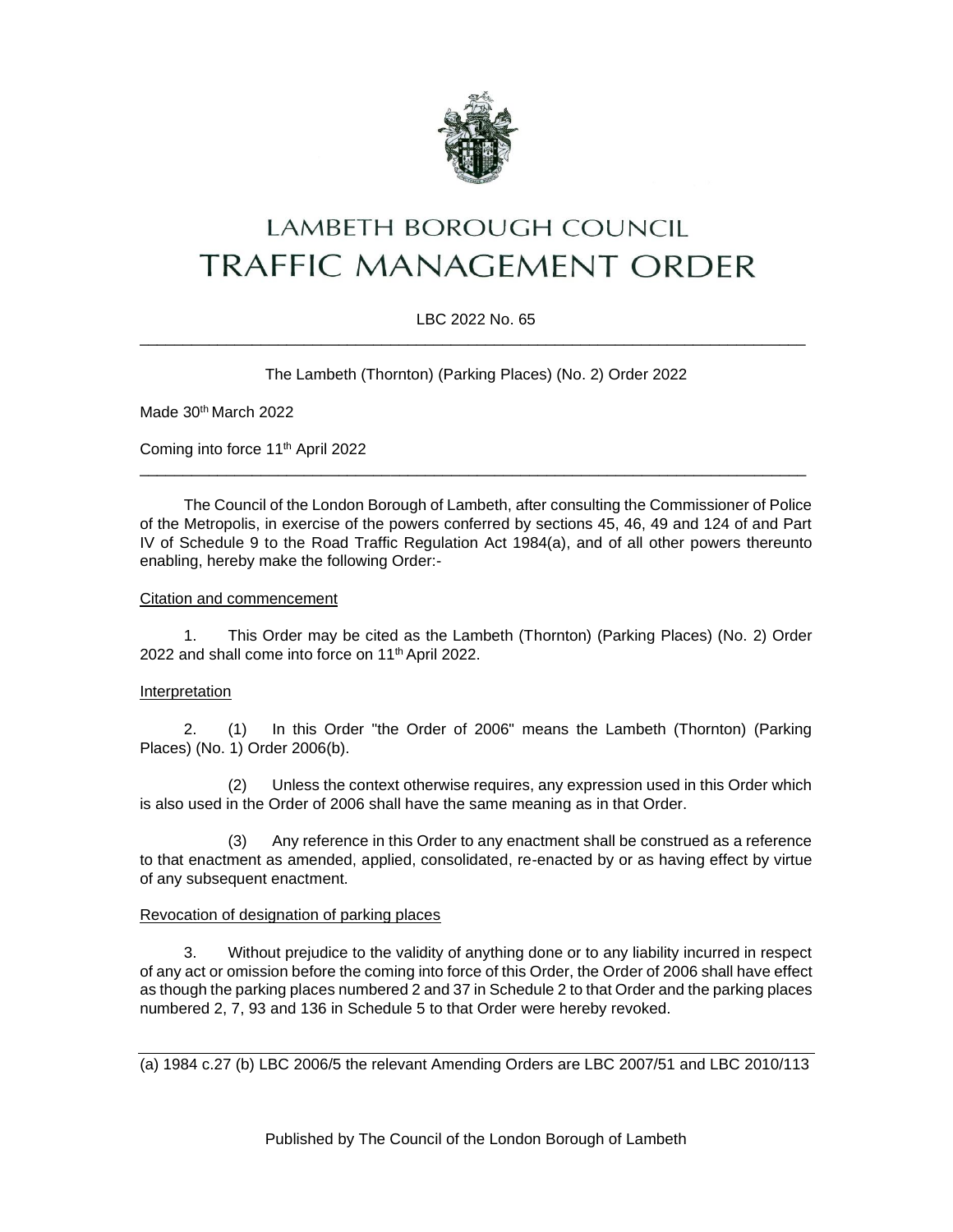# LAMBETH BOROUGH COUNCIL
# TRAFFIC MANAGEMENT ORDER

LBC 2022 No. 65

---

The Lambeth (Thornton) (Parking Places) (No. 2) Order 2022

Made 30th March 2022

Coming into force 11th April 2022

---

The Council of the London Borough of Lambeth, after consulting the Commissioner of Police of the Metropolis, in exercise of the powers conferred by sections 45, 46, 49 and 124 of and Part IV of Schedule 9 to the Road Traffic Regulation Act 1984(a), and of all other powers thereunto enabling, hereby make the following Order:-

Citation and commencement

1. This Order may be cited as the Lambeth (Thornton) (Parking Places) (No. 2) Order 2022 and shall come into force on 11th April 2022.

Interpretation

2. (1) In this Order "the Order of 2006" means the Lambeth (Thornton) (Parking Places) (No. 1) Order 2006(b).

(2) Unless the context otherwise requires, any expression used in this Order which is also used in the Order of 2006 shall have the same meaning as in that Order.

(3) Any reference in this Order to any enactment shall be construed as a reference to that enactment as amended, applied, consolidated, re-enacted by or as having effect by virtue of any subsequent enactment.

Revocation of designation of parking places

3. Without prejudice to the validity of anything done or to any liability incurred in respect of any act or omission before the coming into force of this Order, the Order of 2006 shall have effect as though the parking places numbered 2 and 37 in Schedule 2 to that Order and the parking places numbered 2, 7, 93 and 136 in Schedule 5 to that Order were hereby revoked.

---

(a) 1984 c.27 (b) LBC 2006/5 the relevant Amending Orders are LBC 2007/51 and LBC 2010/113

Published by The Council of the London Borough of Lambeth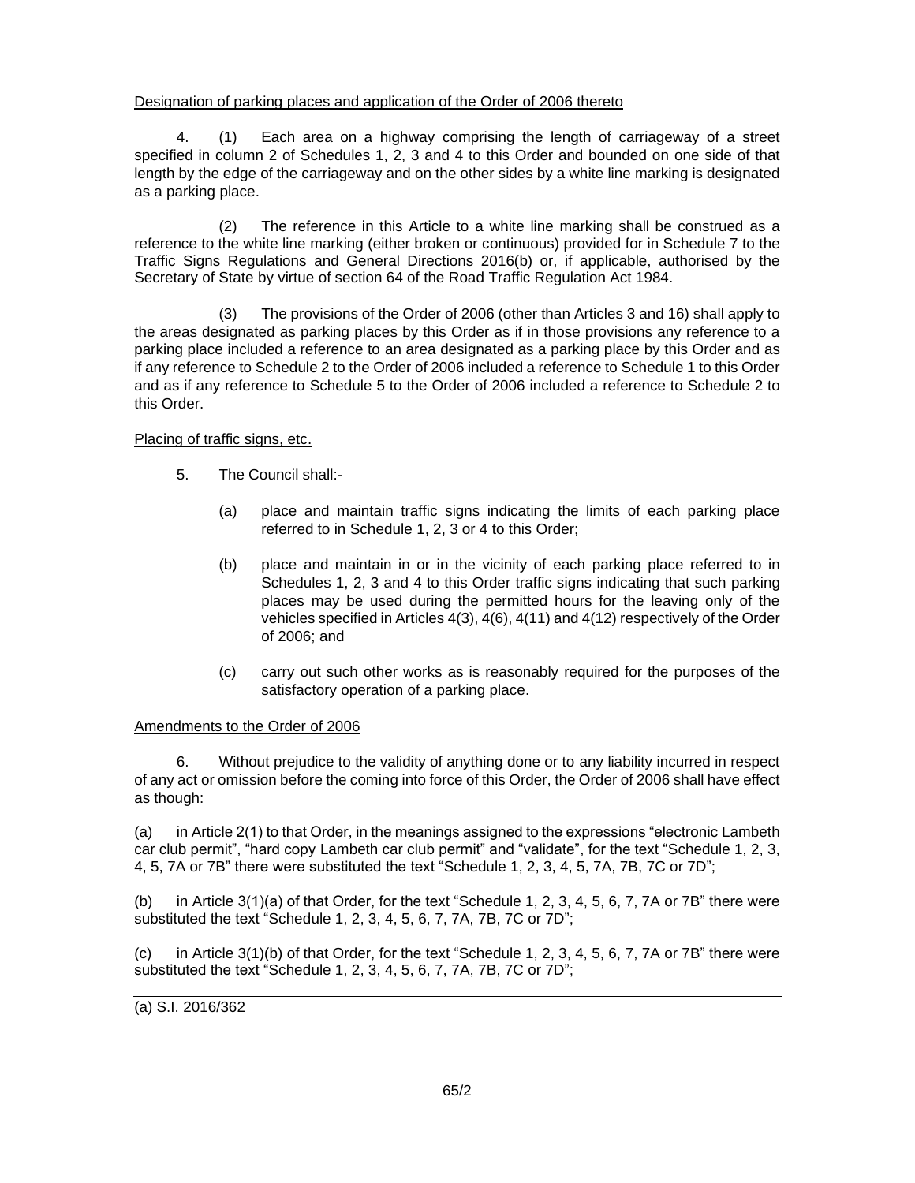Designation of parking places and application of the Order of 2006 thereto

4. (1) Each area on a highway comprising the length of carriageway of a street specified in column 2 of Schedules 1, 2, 3 and 4 to this Order and bounded on one side of that length by the edge of the carriageway and on the other sides by a white line marking is designated as a parking place.

(2) The reference in this Article to a white line marking shall be construed as a reference to the white line marking (either broken or continuous) provided for in Schedule 7 to the Traffic Signs Regulations and General Directions 2016(b) or, if applicable, authorised by the Secretary of State by virtue of section 64 of the Road Traffic Regulation Act 1984.

(3) The provisions of the Order of 2006 (other than Articles 3 and 16) shall apply to the areas designated as parking places by this Order as if in those provisions any reference to a parking place included a reference to an area designated as a parking place by this Order and as if any reference to Schedule 2 to the Order of 2006 included a reference to Schedule 1 to this Order and as if any reference to Schedule 5 to the Order of 2006 included a reference to Schedule 2 to this Order.

Placing of traffic signs, etc.

5. The Council shall:-

(a) place and maintain traffic signs indicating the limits of each parking place referred to in Schedule 1, 2, 3 or 4 to this Order;

(b) place and maintain in or in the vicinity of each parking place referred to in Schedules 1, 2, 3 and 4 to this Order traffic signs indicating that such parking places may be used during the permitted hours for the leaving only of the vehicles specified in Articles 4(3), 4(6), 4(11) and 4(12) respectively of the Order of 2006; and

(c) carry out such other works as is reasonably required for the purposes of the satisfactory operation of a parking place.

Amendments to the Order of 2006

6. Without prejudice to the validity of anything done or to any liability incurred in respect of any act or omission before the coming into force of this Order, the Order of 2006 shall have effect as though:

(a) in Article 2(1) to that Order, in the meanings assigned to the expressions "electronic Lambeth car club permit", "hard copy Lambeth car club permit" and "validate", for the text "Schedule 1, 2, 3, 4, 5, 7A or 7B" there were substituted the text "Schedule 1, 2, 3, 4, 5, 7A, 7B, 7C or 7D";

(b) in Article 3(1)(a) of that Order, for the text "Schedule 1, 2, 3, 4, 5, 6, 7, 7A or 7B" there were substituted the text "Schedule 1, 2, 3, 4, 5, 6, 7, 7A, 7B, 7C or 7D";

(c) in Article 3(1)(b) of that Order, for the text "Schedule 1, 2, 3, 4, 5, 6, 7, 7A or 7B" there were substituted the text "Schedule 1, 2, 3, 4, 5, 6, 7, 7A, 7B, 7C or 7D";

---

(a) S.I. 2016/362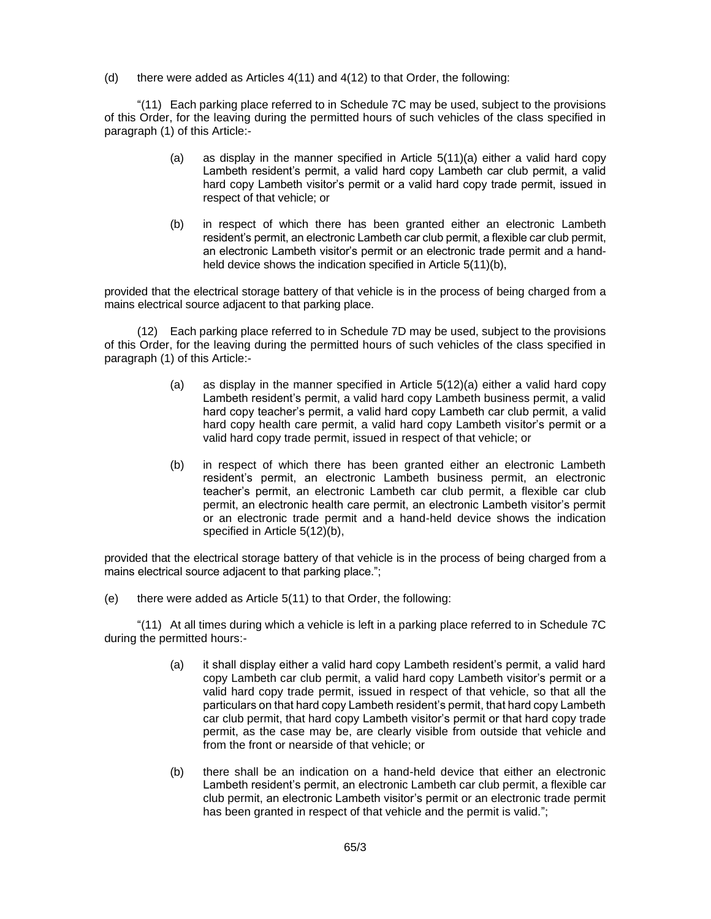(d) there were added as Articles 4(11) and 4(12) to that Order, the following:

"(11) Each parking place referred to in Schedule 7C may be used, subject to the provisions of this Order, for the leaving during the permitted hours of such vehicles of the class specified in paragraph (1) of this Article:-

> (a) as display in the manner specified in Article 5(11)(a) either a valid hard copy Lambeth resident's permit, a valid hard copy Lambeth car club permit, a valid hard copy Lambeth visitor's permit or a valid hard copy trade permit, issued in respect of that vehicle; or
>
> (b) in respect of which there has been granted either an electronic Lambeth resident's permit, an electronic Lambeth car club permit, a flexible car club permit, an electronic Lambeth visitor's permit or an electronic trade permit and a hand-held device shows the indication specified in Article 5(11)(b),

provided that the electrical storage battery of that vehicle is in the process of being charged from a mains electrical source adjacent to that parking place.

(12) Each parking place referred to in Schedule 7D may be used, subject to the provisions of this Order, for the leaving during the permitted hours of such vehicles of the class specified in paragraph (1) of this Article:-

> (a) as display in the manner specified in Article 5(12)(a) either a valid hard copy Lambeth resident's permit, a valid hard copy Lambeth business permit, a valid hard copy teacher's permit, a valid hard copy Lambeth car club permit, a valid hard copy health care permit, a valid hard copy Lambeth visitor's permit or a valid hard copy trade permit, issued in respect of that vehicle; or
>
> (b) in respect of which there has been granted either an electronic Lambeth resident's permit, an electronic Lambeth business permit, an electronic teacher's permit, an electronic Lambeth car club permit, a flexible car club permit, an electronic health care permit, an electronic Lambeth visitor's permit or an electronic trade permit and a hand-held device shows the indication specified in Article 5(12)(b),

provided that the electrical storage battery of that vehicle is in the process of being charged from a mains electrical source adjacent to that parking place.";

(e) there were added as Article 5(11) to that Order, the following:

"(11) At all times during which a vehicle is left in a parking place referred to in Schedule 7C during the permitted hours:-

> (a) it shall display either a valid hard copy Lambeth resident's permit, a valid hard copy Lambeth car club permit, a valid hard copy Lambeth visitor's permit or a valid hard copy trade permit, issued in respect of that vehicle, so that all the particulars on that hard copy Lambeth resident's permit, that hard copy Lambeth car club permit, that hard copy Lambeth visitor's permit or that hard copy trade permit, as the case may be, are clearly visible from outside that vehicle and from the front or nearside of that vehicle; or
>
> (b) there shall be an indication on a hand-held device that either an electronic Lambeth resident's permit, an electronic Lambeth car club permit, a flexible car club permit, an electronic Lambeth visitor's permit or an electronic trade permit has been granted in respect of that vehicle and the permit is valid.";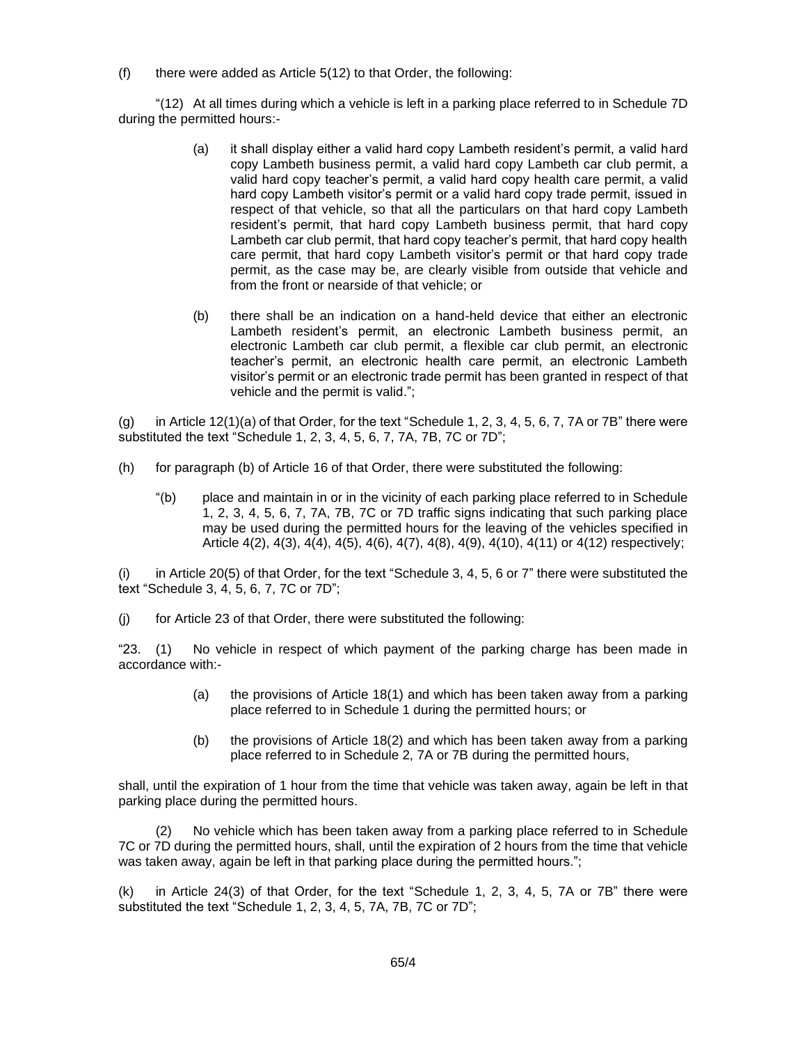(f) there were added as Article 5(12) to that Order, the following:

"(12) At all times during which a vehicle is left in a parking place referred to in Schedule 7D during the permitted hours:-

> (a) it shall display either a valid hard copy Lambeth resident's permit, a valid hard copy Lambeth business permit, a valid hard copy Lambeth car club permit, a valid hard copy teacher's permit, a valid hard copy health care permit, a valid hard copy Lambeth visitor's permit or a valid hard copy trade permit, issued in respect of that vehicle, so that all the particulars on that hard copy Lambeth resident's permit, that hard copy Lambeth business permit, that hard copy Lambeth car club permit, that hard copy teacher's permit, that hard copy health care permit, that hard copy Lambeth visitor's permit or that hard copy trade permit, as the case may be, are clearly visible from outside that vehicle and from the front or nearside of that vehicle; or
>
> (b) there shall be an indication on a hand-held device that either an electronic Lambeth resident's permit, an electronic Lambeth business permit, an electronic Lambeth car club permit, a flexible car club permit, an electronic teacher's permit, an electronic health care permit, an electronic Lambeth visitor's permit or an electronic trade permit has been granted in respect of that vehicle and the permit is valid.";

(g) in Article 12(1)(a) of that Order, for the text "Schedule 1, 2, 3, 4, 5, 6, 7, 7A or 7B" there were substituted the text "Schedule 1, 2, 3, 4, 5, 6, 7, 7A, 7B, 7C or 7D";

(h) for paragraph (b) of Article 16 of that Order, there were substituted the following:

> "(b) place and maintain in or in the vicinity of each parking place referred to in Schedule 1, 2, 3, 4, 5, 6, 7, 7A, 7B, 7C or 7D traffic signs indicating that such parking place may be used during the permitted hours for the leaving of the vehicles specified in Article 4(2), 4(3), 4(4), 4(5), 4(6), 4(7), 4(8), 4(9), 4(10), 4(11) or 4(12) respectively;

(i) in Article 20(5) of that Order, for the text "Schedule 3, 4, 5, 6 or 7" there were substituted the text "Schedule 3, 4, 5, 6, 7, 7C or 7D";

(j) for Article 23 of that Order, there were substituted the following:

"23. (1) No vehicle in respect of which payment of the parking charge has been made in accordance with:-

> (a) the provisions of Article 18(1) and which has been taken away from a parking place referred to in Schedule 1 during the permitted hours; or
>
> (b) the provisions of Article 18(2) and which has been taken away from a parking place referred to in Schedule 2, 7A or 7B during the permitted hours,

shall, until the expiration of 1 hour from the time that vehicle was taken away, again be left in that parking place during the permitted hours.

(2) No vehicle which has been taken away from a parking place referred to in Schedule 7C or 7D during the permitted hours, shall, until the expiration of 2 hours from the time that vehicle was taken away, again be left in that parking place during the permitted hours.";

(k) in Article 24(3) of that Order, for the text "Schedule 1, 2, 3, 4, 5, 7A or 7B" there were substituted the text "Schedule 1, 2, 3, 4, 5, 7A, 7B, 7C or 7D";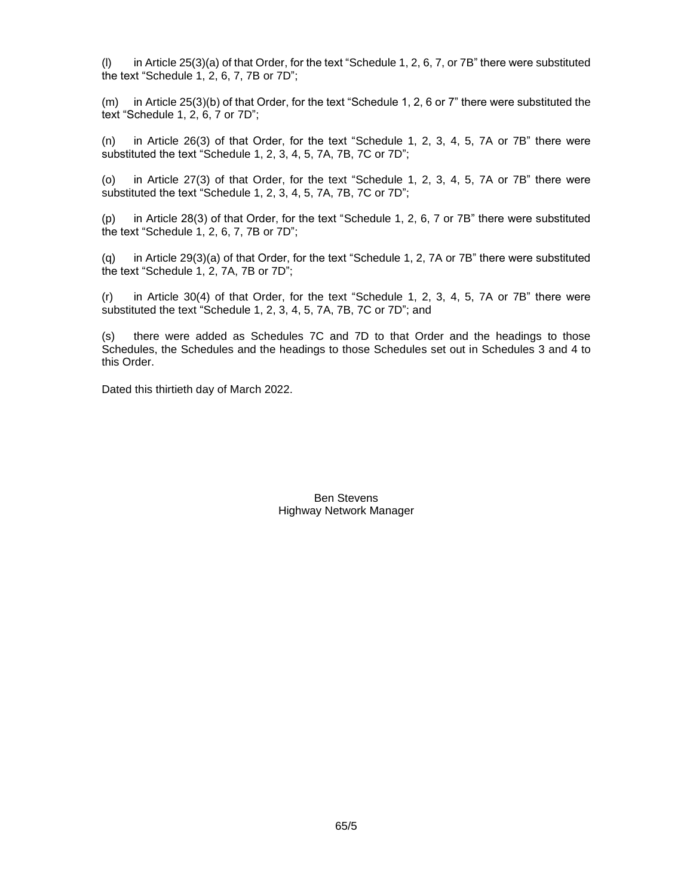(l) in Article 25(3)(a) of that Order, for the text "Schedule 1, 2, 6, 7, or 7B" there were substituted the text "Schedule 1, 2, 6, 7, 7B or 7D";

(m) in Article 25(3)(b) of that Order, for the text "Schedule 1, 2, 6 or 7" there were substituted the text "Schedule 1, 2, 6, 7 or 7D";

(n) in Article 26(3) of that Order, for the text "Schedule 1, 2, 3, 4, 5, 7A or 7B" there were substituted the text "Schedule 1, 2, 3, 4, 5, 7A, 7B, 7C or 7D";

(o) in Article 27(3) of that Order, for the text "Schedule 1, 2, 3, 4, 5, 7A or 7B" there were substituted the text "Schedule 1, 2, 3, 4, 5, 7A, 7B, 7C or 7D";

(p) in Article 28(3) of that Order, for the text "Schedule 1, 2, 6, 7 or 7B" there were substituted the text "Schedule 1, 2, 6, 7, 7B or 7D";

(q) in Article 29(3)(a) of that Order, for the text "Schedule 1, 2, 7A or 7B" there were substituted the text "Schedule 1, 2, 7A, 7B or 7D";

(r) in Article 30(4) of that Order, for the text "Schedule 1, 2, 3, 4, 5, 7A or 7B" there were substituted the text "Schedule 1, 2, 3, 4, 5, 7A, 7B, 7C or 7D"; and

(s) there were added as Schedules 7C and 7D to that Order and the headings to those Schedules, the Schedules and the headings to those Schedules set out in Schedules 3 and 4 to this Order.

Dated this thirtieth day of March 2022.

Ben Stevens
Highway Network Manager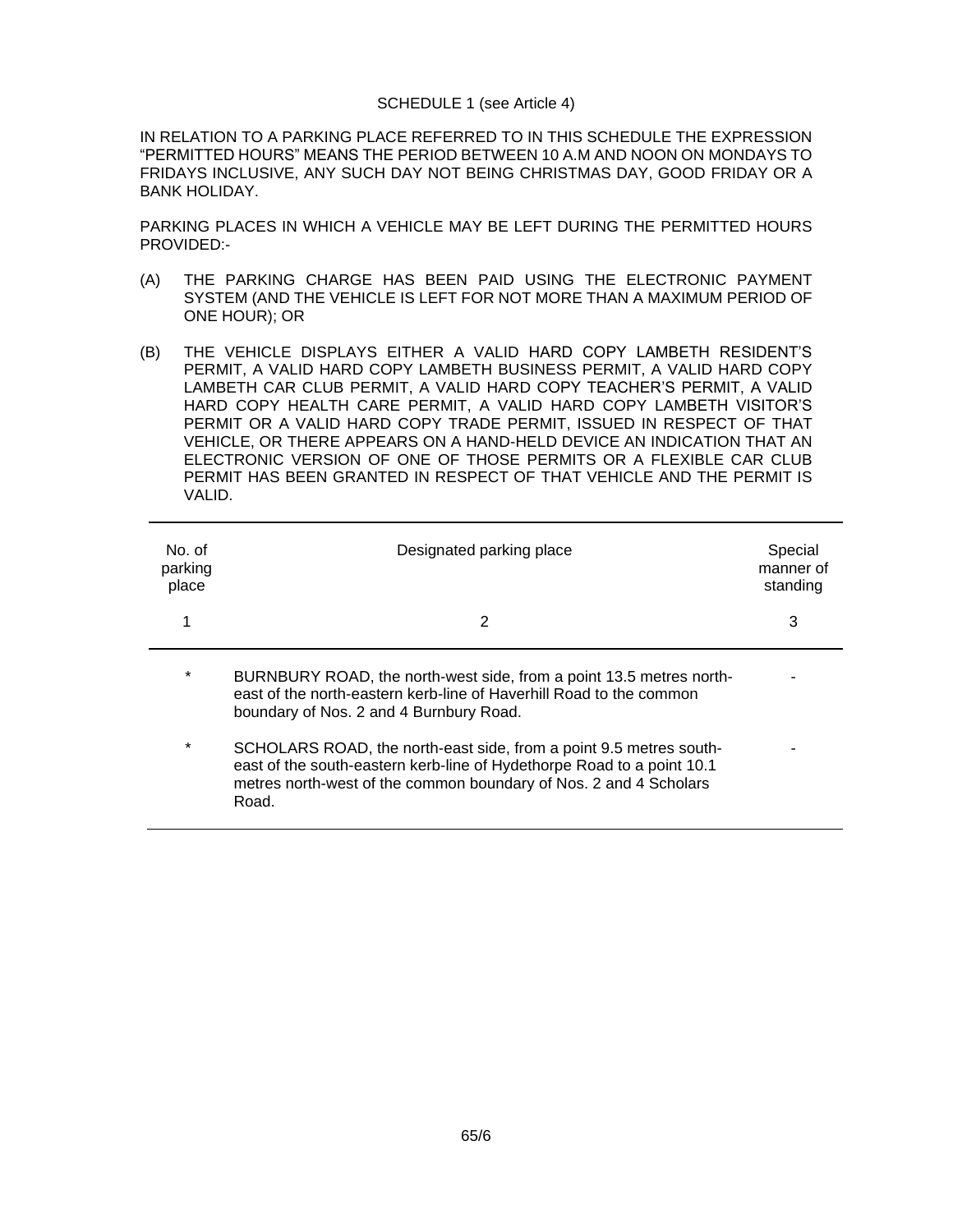SCHEDULE 1 (see Article 4)

IN RELATION TO A PARKING PLACE REFERRED TO IN THIS SCHEDULE THE EXPRESSION "PERMITTED HOURS" MEANS THE PERIOD BETWEEN 10 A.M AND NOON ON MONDAYS TO FRIDAYS INCLUSIVE, ANY SUCH DAY NOT BEING CHRISTMAS DAY, GOOD FRIDAY OR A BANK HOLIDAY.

PARKING PLACES IN WHICH A VEHICLE MAY BE LEFT DURING THE PERMITTED HOURS PROVIDED:-

(A) THE PARKING CHARGE HAS BEEN PAID USING THE ELECTRONIC PAYMENT SYSTEM (AND THE VEHICLE IS LEFT FOR NOT MORE THAN A MAXIMUM PERIOD OF ONE HOUR); OR

(B) THE VEHICLE DISPLAYS EITHER A VALID HARD COPY LAMBETH RESIDENT'S PERMIT, A VALID HARD COPY LAMBETH BUSINESS PERMIT, A VALID HARD COPY LAMBETH CAR CLUB PERMIT, A VALID HARD COPY TEACHER'S PERMIT, A VALID HARD COPY HEALTH CARE PERMIT, A VALID HARD COPY LAMBETH VISITOR'S PERMIT OR A VALID HARD COPY TRADE PERMIT, ISSUED IN RESPECT OF THAT VEHICLE, OR THERE APPEARS ON A HAND-HELD DEVICE AN INDICATION THAT AN ELECTRONIC VERSION OF ONE OF THOSE PERMITS OR A FLEXIBLE CAR CLUB PERMIT HAS BEEN GRANTED IN RESPECT OF THAT VEHICLE AND THE PERMIT IS VALID.

| No. of parking place | Designated parking place | Special manner of standing |
|---|---|---|
| 1 | 2 | 3 |
| * | BURNBURY ROAD, the north-west side, from a point 13.5 metres north-east of the north-eastern kerb-line of Haverhill Road to the common boundary of Nos. 2 and 4 Burnbury Road. | - |
| * | SCHOLARS ROAD, the north-east side, from a point 9.5 metres south-east of the south-eastern kerb-line of Hydethorpe Road to a point 10.1 metres north-west of the common boundary of Nos. 2 and 4 Scholars Road. | - |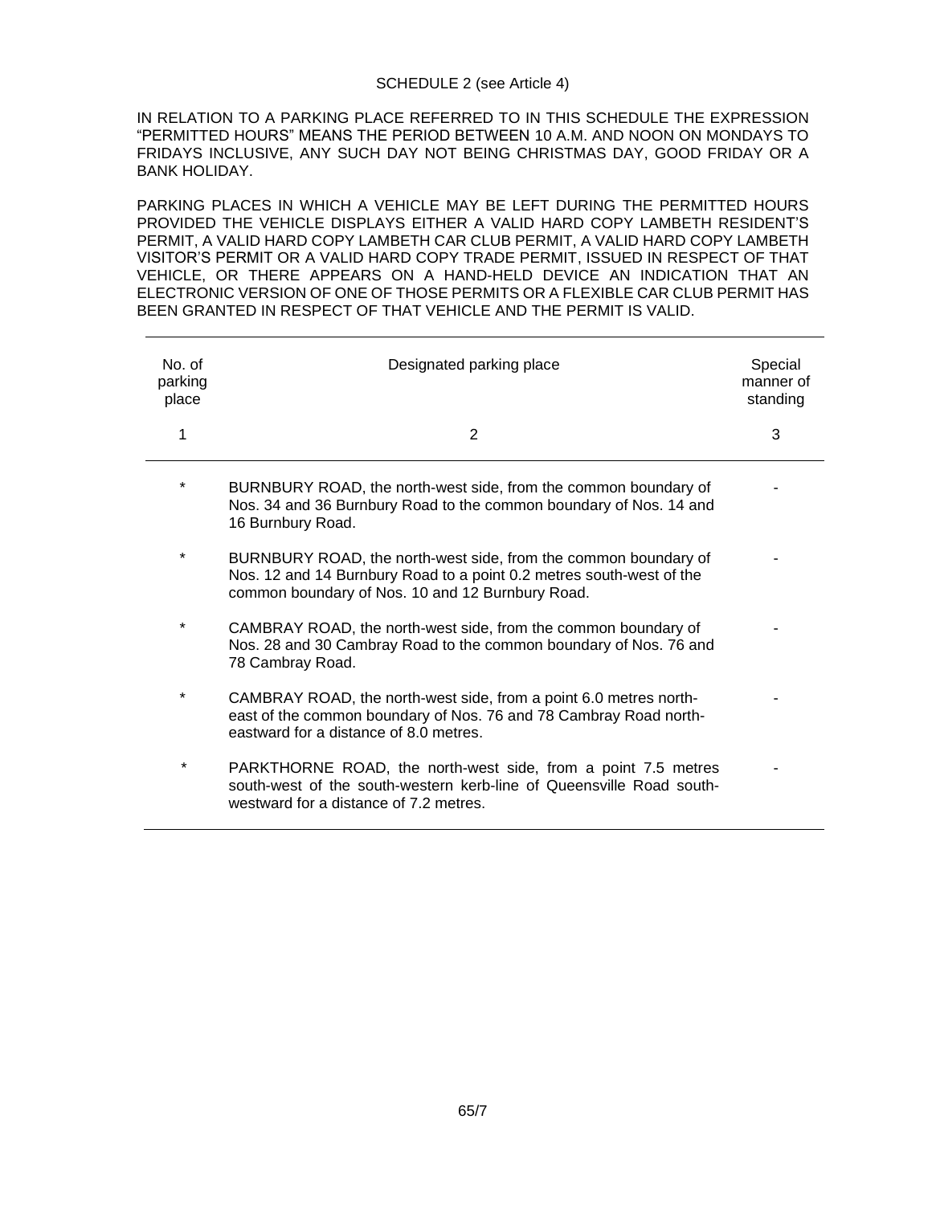SCHEDULE 2 (see Article 4)

IN RELATION TO A PARKING PLACE REFERRED TO IN THIS SCHEDULE THE EXPRESSION "PERMITTED HOURS" MEANS THE PERIOD BETWEEN 10 A.M. AND NOON ON MONDAYS TO FRIDAYS INCLUSIVE, ANY SUCH DAY NOT BEING CHRISTMAS DAY, GOOD FRIDAY OR A BANK HOLIDAY.

PARKING PLACES IN WHICH A VEHICLE MAY BE LEFT DURING THE PERMITTED HOURS PROVIDED THE VEHICLE DISPLAYS EITHER A VALID HARD COPY LAMBETH RESIDENT'S PERMIT, A VALID HARD COPY LAMBETH CAR CLUB PERMIT, A VALID HARD COPY LAMBETH VISITOR'S PERMIT OR A VALID HARD COPY TRADE PERMIT, ISSUED IN RESPECT OF THAT VEHICLE, OR THERE APPEARS ON A HAND-HELD DEVICE AN INDICATION THAT AN ELECTRONIC VERSION OF ONE OF THOSE PERMITS OR A FLEXIBLE CAR CLUB PERMIT HAS BEEN GRANTED IN RESPECT OF THAT VEHICLE AND THE PERMIT IS VALID.

| No. of parking place | Designated parking place | Special manner of standing |
|---|---|---|
| 1 | 2 | 3 |
| * | BURNBURY ROAD, the north-west side, from the common boundary of Nos. 34 and 36 Burnbury Road to the common boundary of Nos. 14 and 16 Burnbury Road. | - |
| * | BURNBURY ROAD, the north-west side, from the common boundary of Nos. 12 and 14 Burnbury Road to a point 0.2 metres south-west of the common boundary of Nos. 10 and 12 Burnbury Road. | - |
| * | CAMBRAY ROAD, the north-west side, from the common boundary of Nos. 28 and 30 Cambray Road to the common boundary of Nos. 76 and 78 Cambray Road. | - |
| * | CAMBRAY ROAD, the north-west side, from a point 6.0 metres north-east of the common boundary of Nos. 76 and 78 Cambray Road north-eastward for a distance of 8.0 metres. | - |
| * | PARKTHORNE ROAD, the north-west side, from a point 7.5 metres south-west of the south-western kerb-line of Queensville Road south-westward for a distance of 7.2 metres. | - |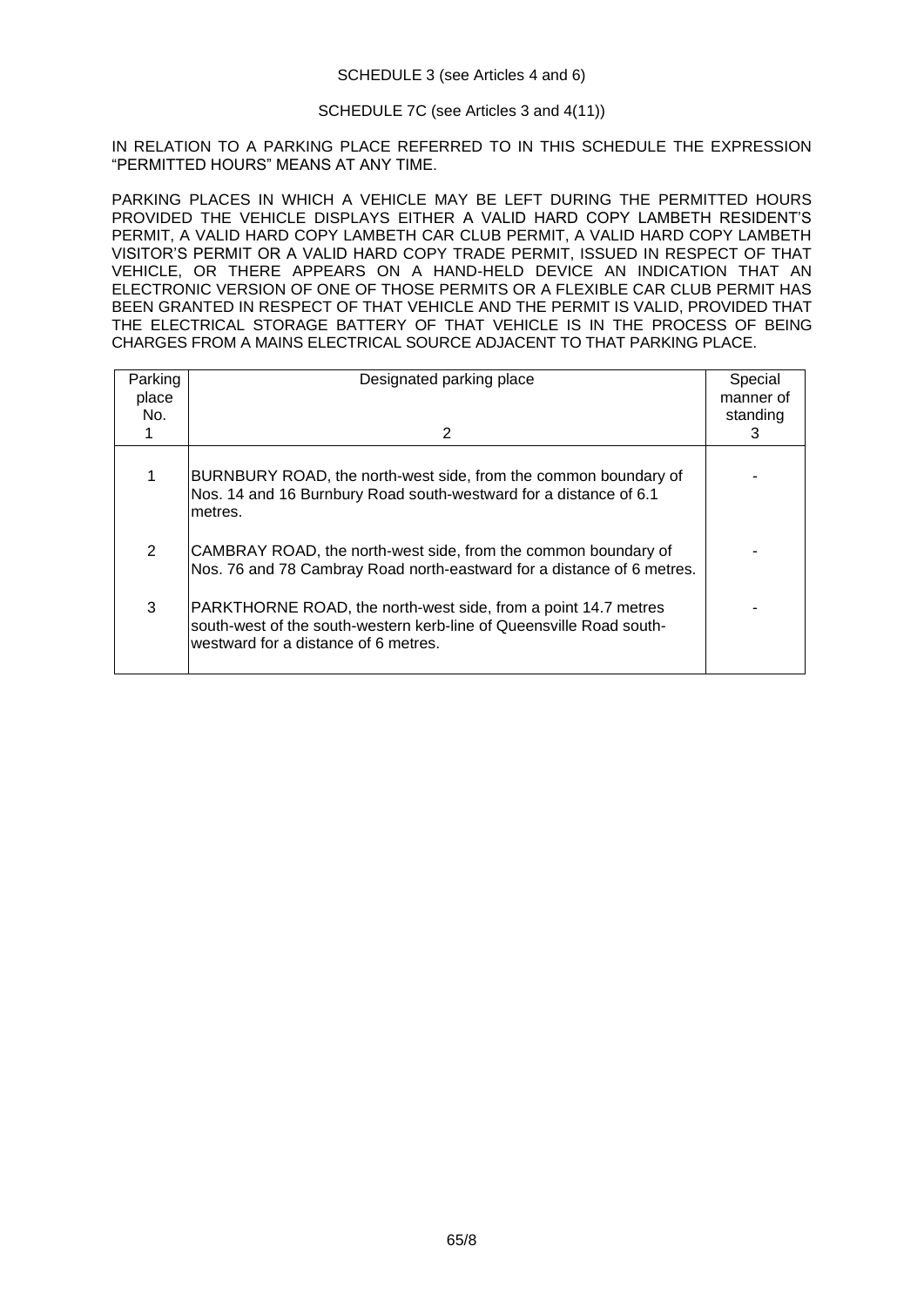SCHEDULE 3 (see Articles 4 and 6)

SCHEDULE 7C (see Articles 3 and 4(11))

IN RELATION TO A PARKING PLACE REFERRED TO IN THIS SCHEDULE THE EXPRESSION "PERMITTED HOURS" MEANS AT ANY TIME.

PARKING PLACES IN WHICH A VEHICLE MAY BE LEFT DURING THE PERMITTED HOURS PROVIDED THE VEHICLE DISPLAYS EITHER A VALID HARD COPY LAMBETH RESIDENT'S PERMIT, A VALID HARD COPY LAMBETH CAR CLUB PERMIT, A VALID HARD COPY LAMBETH VISITOR'S PERMIT OR A VALID HARD COPY TRADE PERMIT, ISSUED IN RESPECT OF THAT VEHICLE, OR THERE APPEARS ON A HAND-HELD DEVICE AN INDICATION THAT AN ELECTRONIC VERSION OF ONE OF THOSE PERMITS OR A FLEXIBLE CAR CLUB PERMIT HAS BEEN GRANTED IN RESPECT OF THAT VEHICLE AND THE PERMIT IS VALID, PROVIDED THAT THE ELECTRICAL STORAGE BATTERY OF THAT VEHICLE IS IN THE PROCESS OF BEING CHARGES FROM A MAINS ELECTRICAL SOURCE ADJACENT TO THAT PARKING PLACE.

| Parking place No. 1 | Designated parking place 2 | Special manner of standing 3 |
|---|---|---|
| 1 | BURNBURY ROAD, the north-west side, from the common boundary of Nos. 14 and 16 Burnbury Road south-westward for a distance of 6.1 metres. | - |
| 2 | CAMBRAY ROAD, the north-west side, from the common boundary of Nos. 76 and 78 Cambray Road north-eastward for a distance of 6 metres. | - |
| 3 | PARKTHORNE ROAD, the north-west side, from a point 14.7 metres south-west of the south-western kerb-line of Queensville Road south-westward for a distance of 6 metres. | - |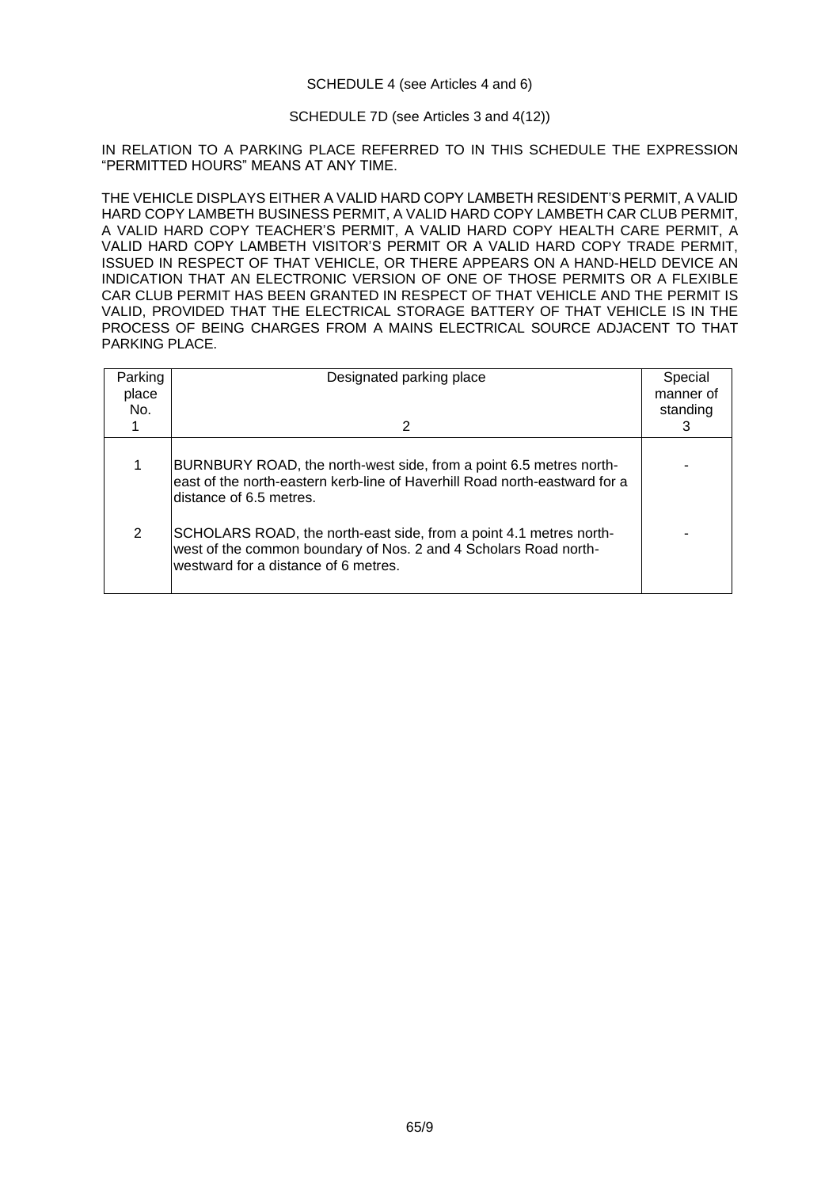SCHEDULE 4 (see Articles 4 and 6)

SCHEDULE 7D (see Articles 3 and 4(12))

IN RELATION TO A PARKING PLACE REFERRED TO IN THIS SCHEDULE THE EXPRESSION "PERMITTED HOURS" MEANS AT ANY TIME.

THE VEHICLE DISPLAYS EITHER A VALID HARD COPY LAMBETH RESIDENT'S PERMIT, A VALID HARD COPY LAMBETH BUSINESS PERMIT, A VALID HARD COPY LAMBETH CAR CLUB PERMIT, A VALID HARD COPY TEACHER'S PERMIT, A VALID HARD COPY HEALTH CARE PERMIT, A VALID HARD COPY LAMBETH VISITOR'S PERMIT OR A VALID HARD COPY TRADE PERMIT, ISSUED IN RESPECT OF THAT VEHICLE, OR THERE APPEARS ON A HAND-HELD DEVICE AN INDICATION THAT AN ELECTRONIC VERSION OF ONE OF THOSE PERMITS OR A FLEXIBLE CAR CLUB PERMIT HAS BEEN GRANTED IN RESPECT OF THAT VEHICLE AND THE PERMIT IS VALID, PROVIDED THAT THE ELECTRICAL STORAGE BATTERY OF THAT VEHICLE IS IN THE PROCESS OF BEING CHARGES FROM A MAINS ELECTRICAL SOURCE ADJACENT TO THAT PARKING PLACE.

| Parking place No. 1 | Designated parking place 2 | Special manner of standing 3 |
|---|---|---|
| 1 | BURNBURY ROAD, the north-west side, from a point 6.5 metres north-east of the north-eastern kerb-line of Haverhill Road north-eastward for a distance of 6.5 metres. | - |
| 2 | SCHOLARS ROAD, the north-east side, from a point 4.1 metres north-west of the common boundary of Nos. 2 and 4 Scholars Road north-westward for a distance of 6 metres. | - |